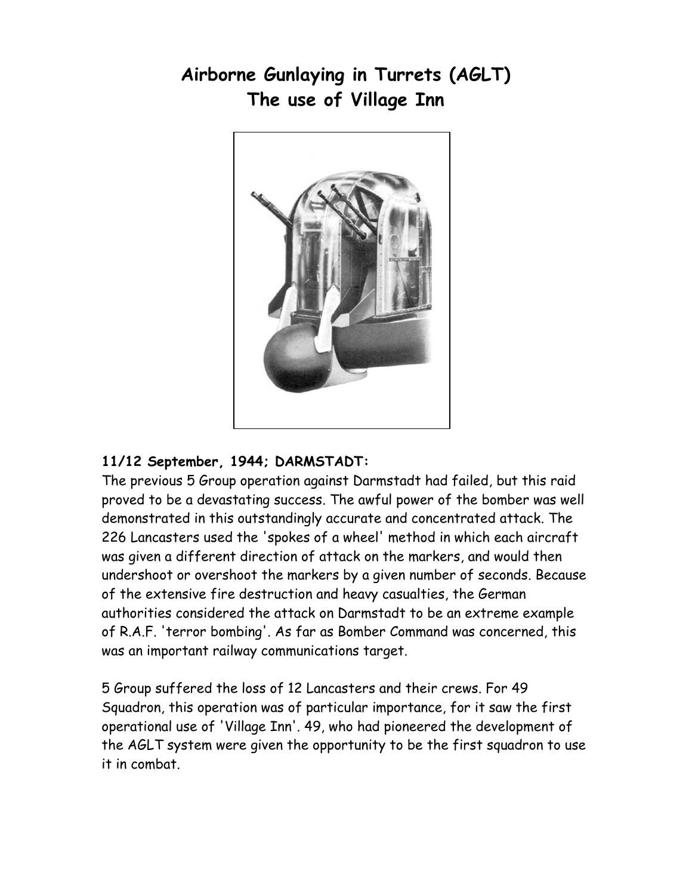# Airborne Gunlaying in Turrets (AGLT)
# The use of Village Inn

**11/12 September, 1944; DARMSTADT:**

The previous 5 Group operation against Darmstadt had failed, but this raid proved to be a devastating success. The awful power of the bomber was well demonstrated in this outstandingly accurate and concentrated attack. The 226 Lancasters used the 'spokes of a wheel' method in which each aircraft was given a different direction of attack on the markers, and would then undershoot or overshoot the markers by a given number of seconds. Because of the extensive fire destruction and heavy casualties, the German authorities considered the attack on Darmstadt to be an extreme example of R.A.F. 'terror bombing'. As far as Bomber Command was concerned, this was an important railway communications target.

5 Group suffered the loss of 12 Lancasters and their crews. For 49 Squadron, this operation was of particular importance, for it saw the first operational use of 'Village Inn'. 49, who had pioneered the development of the AGLT system were given the opportunity to be the first squadron to use it in combat.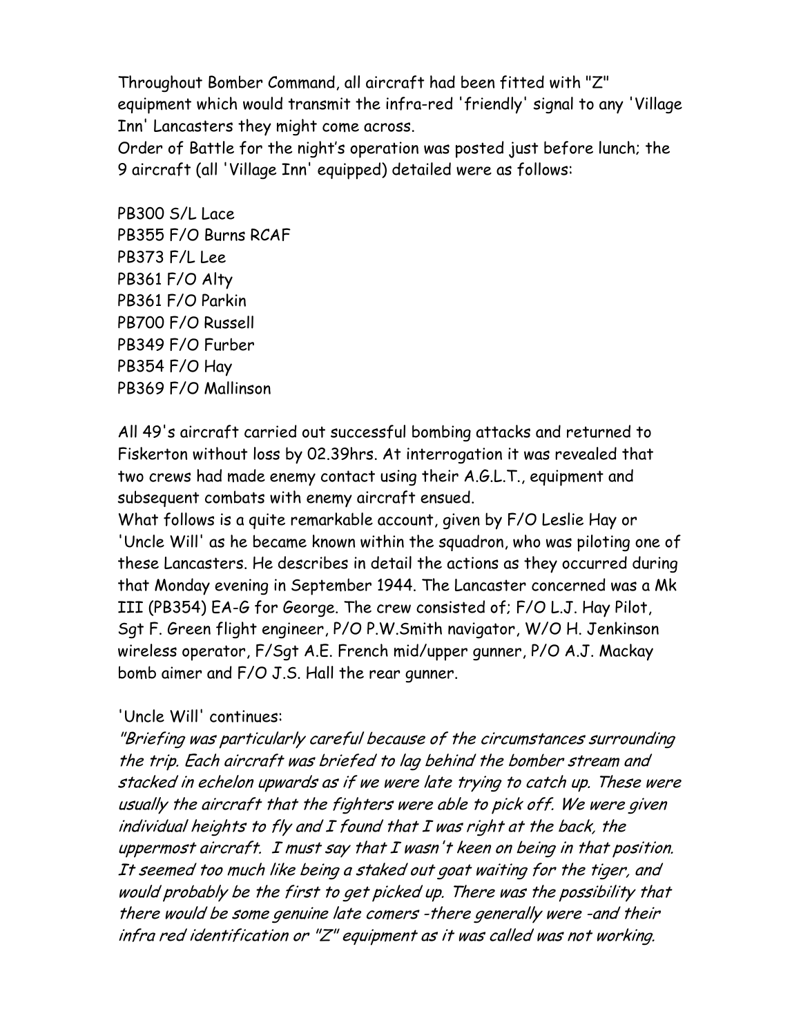Throughout Bomber Command, all aircraft had been fitted with "Z" equipment which would transmit the infra-red 'friendly' signal to any 'Village Inn' Lancasters they might come across.

Order of Battle for the night's operation was posted just before lunch; the 9 aircraft (all 'Village Inn' equipped) detailed were as follows:

PB300 S/L Lace
PB355 F/O Burns RCAF
PB373 F/L Lee
PB361 F/O Alty
PB361 F/O Parkin
PB700 F/O Russell
PB349 F/O Furber
PB354 F/O Hay
PB369 F/O Mallinson

All 49's aircraft carried out successful bombing attacks and returned to Fiskerton without loss by 02.39hrs. At interrogation it was revealed that two crews had made enemy contact using their A.G.L.T., equipment and subsequent combats with enemy aircraft ensued.

What follows is a quite remarkable account, given by F/O Leslie Hay or 'Uncle Will' as he became known within the squadron, who was piloting one of these Lancasters. He describes in detail the actions as they occurred during that Monday evening in September 1944. The Lancaster concerned was a Mk III (PB354) EA-G for George. The crew consisted of; F/O L.J. Hay Pilot, Sgt F. Green flight engineer, P/O P.W.Smith navigator, W/O H. Jenkinson wireless operator, F/Sgt A.E. French mid/upper gunner, P/O A.J. Mackay bomb aimer and F/O J.S. Hall the rear gunner.

'Uncle Will' continues:

*"Briefing was particularly careful because of the circumstances surrounding the trip. Each aircraft was briefed to lag behind the bomber stream and stacked in echelon upwards as if we were late trying to catch up. These were usually the aircraft that the fighters were able to pick off. We were given individual heights to fly and I found that I was right at the back, the uppermost aircraft. I must say that I wasn't keen on being in that position. It seemed too much like being a staked out goat waiting for the tiger, and would probably be the first to get picked up. There was the possibility that there would be some genuine late comers -there generally were -and their infra red identification or "Z" equipment as it was called was not working.*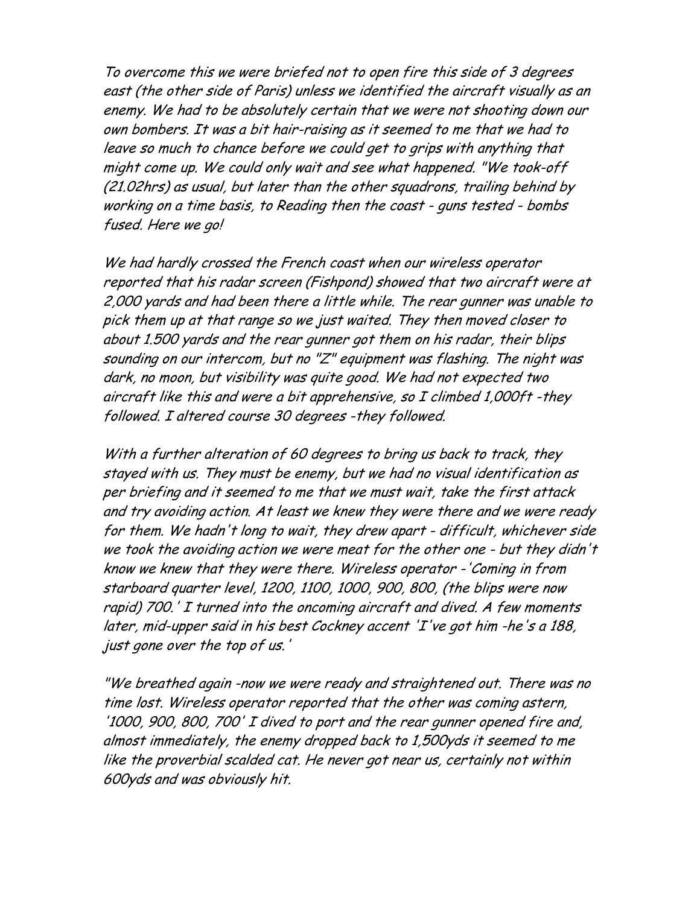*To overcome this we were briefed not to open fire this side of 3 degrees east (the other side of Paris) unless we identified the aircraft visually as an enemy. We had to be absolutely certain that we were not shooting down our own bombers. It was a bit hair-raising as it seemed to me that we had to leave so much to chance before we could get to grips with anything that might come up. We could only wait and see what happened. "We took-off (21.02hrs) as usual, but later than the other squadrons, trailing behind by working on a time basis, to Reading then the coast - guns tested - bombs fused. Here we go!*

*We had hardly crossed the French coast when our wireless operator reported that his radar screen (Fishpond) showed that two aircraft were at 2,000 yards and had been there a little while. The rear gunner was unable to pick them up at that range so we just waited. They then moved closer to about 1.500 yards and the rear gunner got them on his radar, their blips sounding on our intercom, but no "Z" equipment was flashing. The night was dark, no moon, but visibility was quite good. We had not expected two aircraft like this and were a bit apprehensive, so I climbed 1,000ft -they followed. I altered course 30 degrees -they followed.*

*With a further alteration of 60 degrees to bring us back to track, they stayed with us. They must be enemy, but we had no visual identification as per briefing and it seemed to me that we must wait, take the first attack and try avoiding action. At least we knew they were there and we were ready for them. We hadn't long to wait, they drew apart - difficult, whichever side we took the avoiding action we were meat for the other one - but they didn't know we knew that they were there. Wireless operator -'Coming in from starboard quarter level, 1200, 1100, 1000, 900, 800, (the blips were now rapid) 700.' I turned into the oncoming aircraft and dived. A few moments later, mid-upper said in his best Cockney accent 'I've got him -he's a 188, just gone over the top of us.'*

*"We breathed again -now we were ready and straightened out. There was no time lost. Wireless operator reported that the other was coming astern, '1000, 900, 800, 700' I dived to port and the rear gunner opened fire and, almost immediately, the enemy dropped back to 1,500yds it seemed to me like the proverbial scalded cat. He never got near us, certainly not within 600yds and was obviously hit.*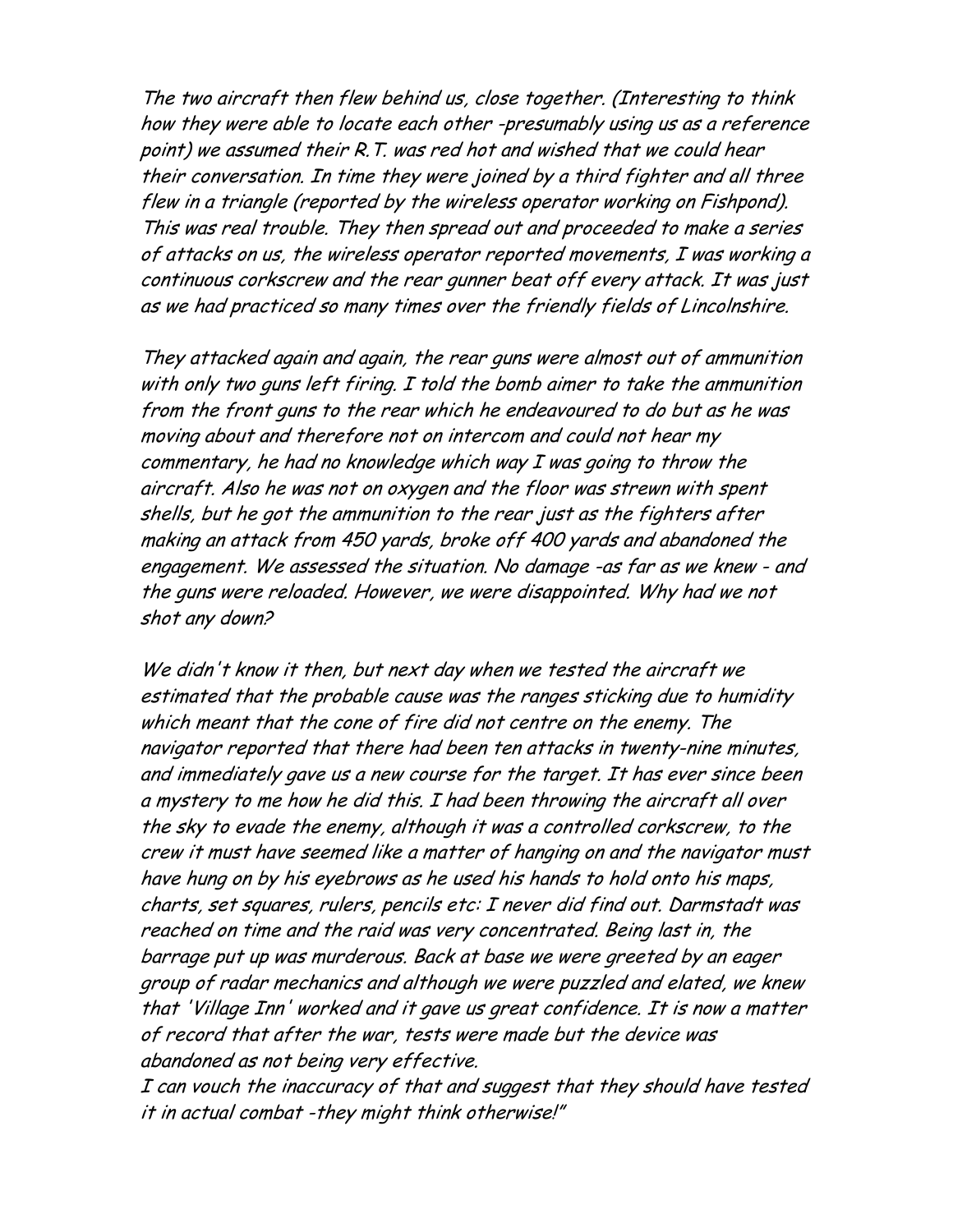*The two aircraft then flew behind us, close together. (Interesting to think how they were able to locate each other -presumably using us as a reference point) we assumed their R.T. was red hot and wished that we could hear their conversation. In time they were joined by a third fighter and all three flew in a triangle (reported by the wireless operator working on Fishpond). This was real trouble. They then spread out and proceeded to make a series of attacks on us, the wireless operator reported movements, I was working a continuous corkscrew and the rear gunner beat off every attack. It was just as we had practiced so many times over the friendly fields of Lincolnshire.*

*They attacked again and again, the rear guns were almost out of ammunition with only two guns left firing. I told the bomb aimer to take the ammunition from the front guns to the rear which he endeavoured to do but as he was moving about and therefore not on intercom and could not hear my commentary, he had no knowledge which way I was going to throw the aircraft. Also he was not on oxygen and the floor was strewn with spent shells, but he got the ammunition to the rear just as the fighters after making an attack from 450 yards, broke off 400 yards and abandoned the engagement. We assessed the situation. No damage -as far as we knew - and the guns were reloaded. However, we were disappointed. Why had we not shot any down?*

*We didn't know it then, but next day when we tested the aircraft we estimated that the probable cause was the ranges sticking due to humidity which meant that the cone of fire did not centre on the enemy. The navigator reported that there had been ten attacks in twenty-nine minutes, and immediately gave us a new course for the target. It has ever since been a mystery to me how he did this. I had been throwing the aircraft all over the sky to evade the enemy, although it was a controlled corkscrew, to the crew it must have seemed like a matter of hanging on and the navigator must have hung on by his eyebrows as he used his hands to hold onto his maps, charts, set squares, rulers, pencils etc: I never did find out. Darmstadt was reached on time and the raid was very concentrated. Being last in, the barrage put up was murderous. Back at base we were greeted by an eager group of radar mechanics and although we were puzzled and elated, we knew that 'Village Inn' worked and it gave us great confidence. It is now a matter of record that after the war, tests were made but the device was abandoned as not being very effective.*
*I can vouch the inaccuracy of that and suggest that they should have tested it in actual combat -they might think otherwise!"*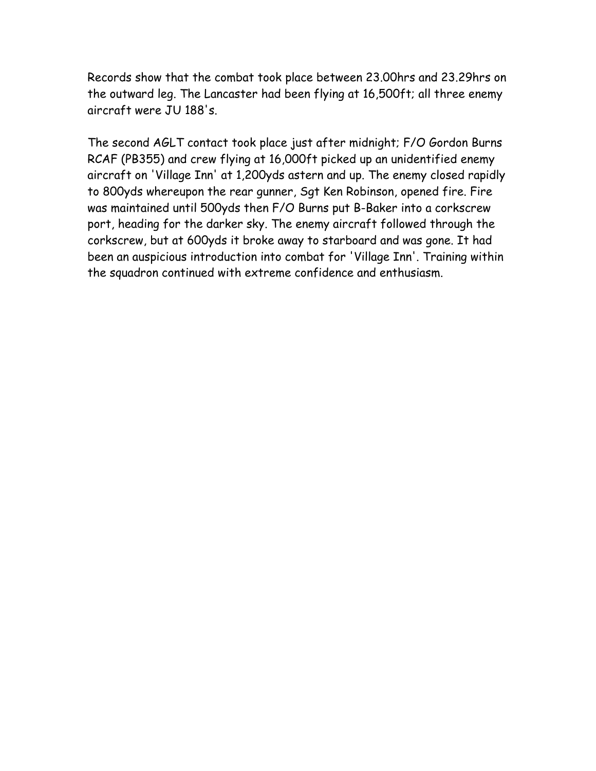Records show that the combat took place between 23.00hrs and 23.29hrs on the outward leg. The Lancaster had been flying at 16,500ft; all three enemy aircraft were JU 188's.

The second AGLT contact took place just after midnight; F/O Gordon Burns RCAF (PB355) and crew flying at 16,000ft picked up an unidentified enemy aircraft on 'Village Inn' at 1,200yds astern and up. The enemy closed rapidly to 800yds whereupon the rear gunner, Sgt Ken Robinson, opened fire. Fire was maintained until 500yds then F/O Burns put B-Baker into a corkscrew port, heading for the darker sky. The enemy aircraft followed through the corkscrew, but at 600yds it broke away to starboard and was gone. It had been an auspicious introduction into combat for 'Village Inn'. Training within the squadron continued with extreme confidence and enthusiasm.